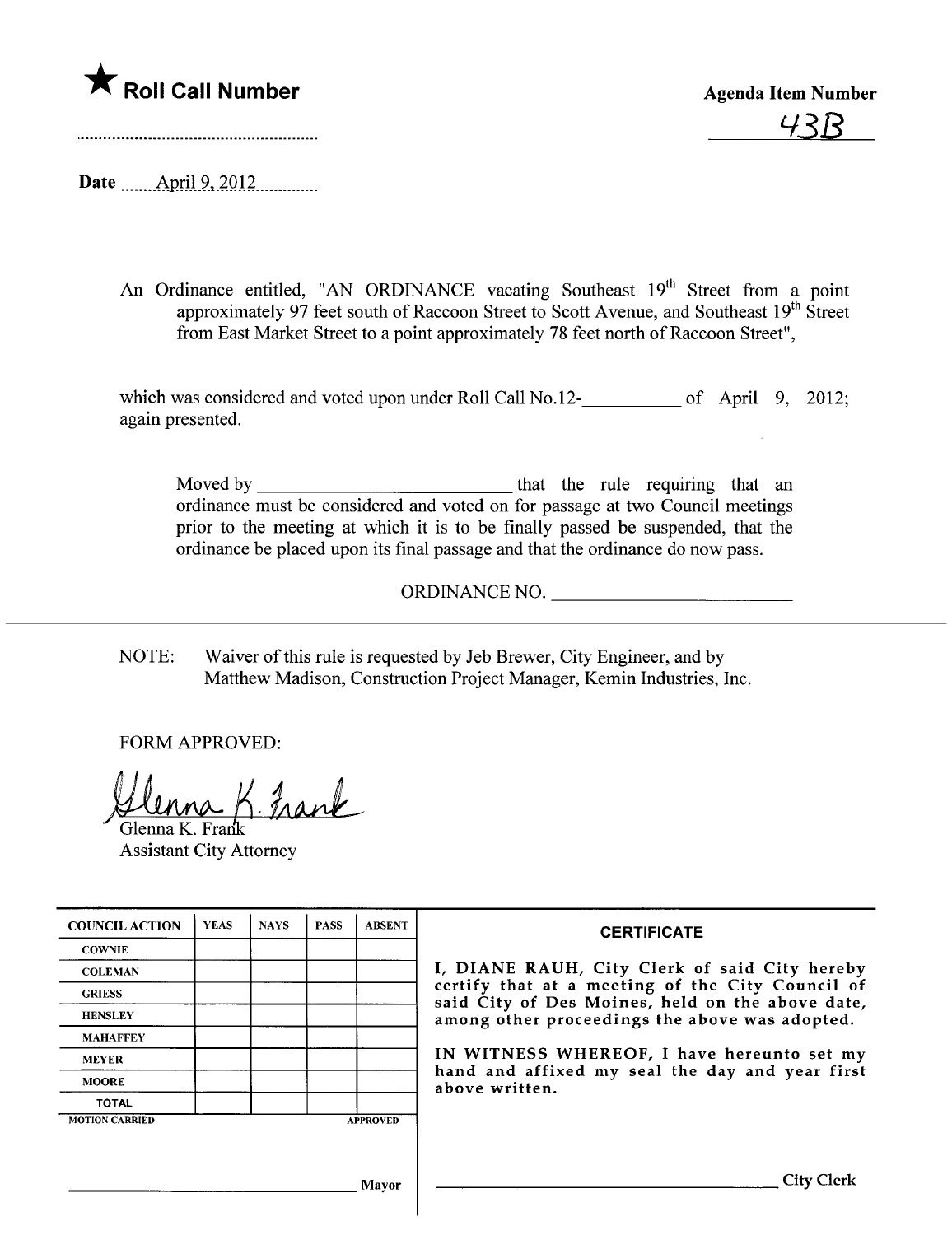★ **Roll Call Number**

**Agenda Item Number**

43B

**Date** April 9, 2012

An Ordinance entitled, "AN ORDINANCE vacating Southeast 19th Street from a point approximately 97 feet south of Raccoon Street to Scott Avenue, and Southeast 19th Street from East Market Street to a point approximately 78 feet north of Raccoon Street",

which was considered and voted upon under Roll Call No.12-__________ of April 9, 2012; again presented.

Moved by __________________________ that the rule requiring that an ordinance must be considered and voted on for passage at two Council meetings prior to the meeting at which it is to be finally passed be suspended, that the ordinance be placed upon its final passage and that the ordinance do now pass.

ORDINANCE NO. __________________________

NOTE: Waiver of this rule is requested by Jeb Brewer, City Engineer, and by Matthew Madison, Construction Project Manager, Kemin Industries, Inc.

FORM APPROVED:

Glenna K. Frank
Assistant City Attorney

| COUNCIL ACTION | YEAS | NAYS | PASS | ABSENT |
|---|---|---|---|---|
| COWNIE | | | | |
| COLEMAN | | | | |
| GRIESS | | | | |
| HENSLEY | | | | |
| MAHAFFEY | | | | |
| MEYER | | | | |
| MOORE | | | | |
| TOTAL | | | | |
| MOTION CARRIED | | | | APPROVED |

__________________________ Mayor

**CERTIFICATE**

I, DIANE RAUH, City Clerk of said City hereby certify that at a meeting of the City Council of said City of Des Moines, held on the above date, among other proceedings the above was adopted.

IN WITNESS WHEREOF, I have hereunto set my hand and affixed my seal the day and year first above written.

__________________________ City Clerk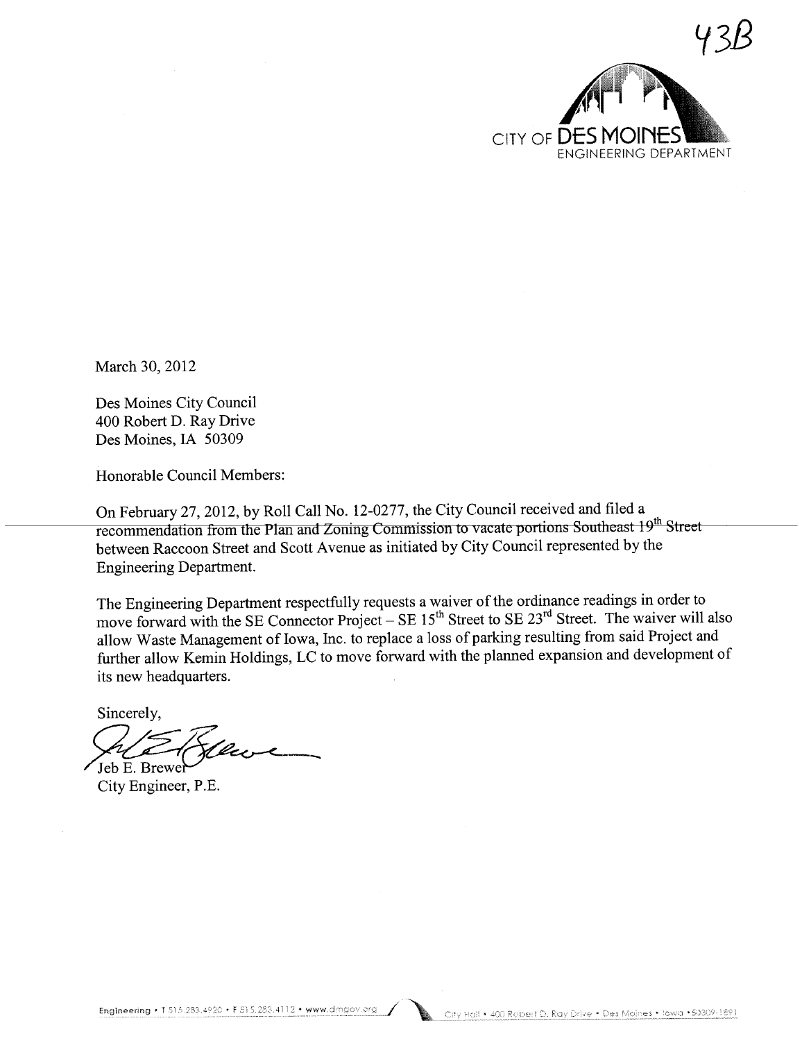43B

CITY OF DES MOINES
ENGINEERING DEPARTMENT

March 30, 2012

Des Moines City Council
400 Robert D. Ray Drive
Des Moines, IA 50309

Honorable Council Members:

On February 27, 2012, by Roll Call No. 12-0277, the City Council received and filed a recommendation from the Plan and Zoning Commission to vacate portions Southeast 19th Street between Raccoon Street and Scott Avenue as initiated by City Council represented by the Engineering Department.

The Engineering Department respectfully requests a waiver of the ordinance readings in order to move forward with the SE Connector Project – SE 15th Street to SE 23rd Street. The waiver will also allow Waste Management of Iowa, Inc. to replace a loss of parking resulting from said Project and further allow Kemin Holdings, LC to move forward with the planned expansion and development of its new headquarters.

Sincerely,

Jeb E. Brewer
City Engineer, P.E.

Engineering • T 515.283.4920 • F 515.283.4112 • www.dmgov.org

City Hall • 400 Robert D. Ray Drive • Des Moines • Iowa • 50309-1891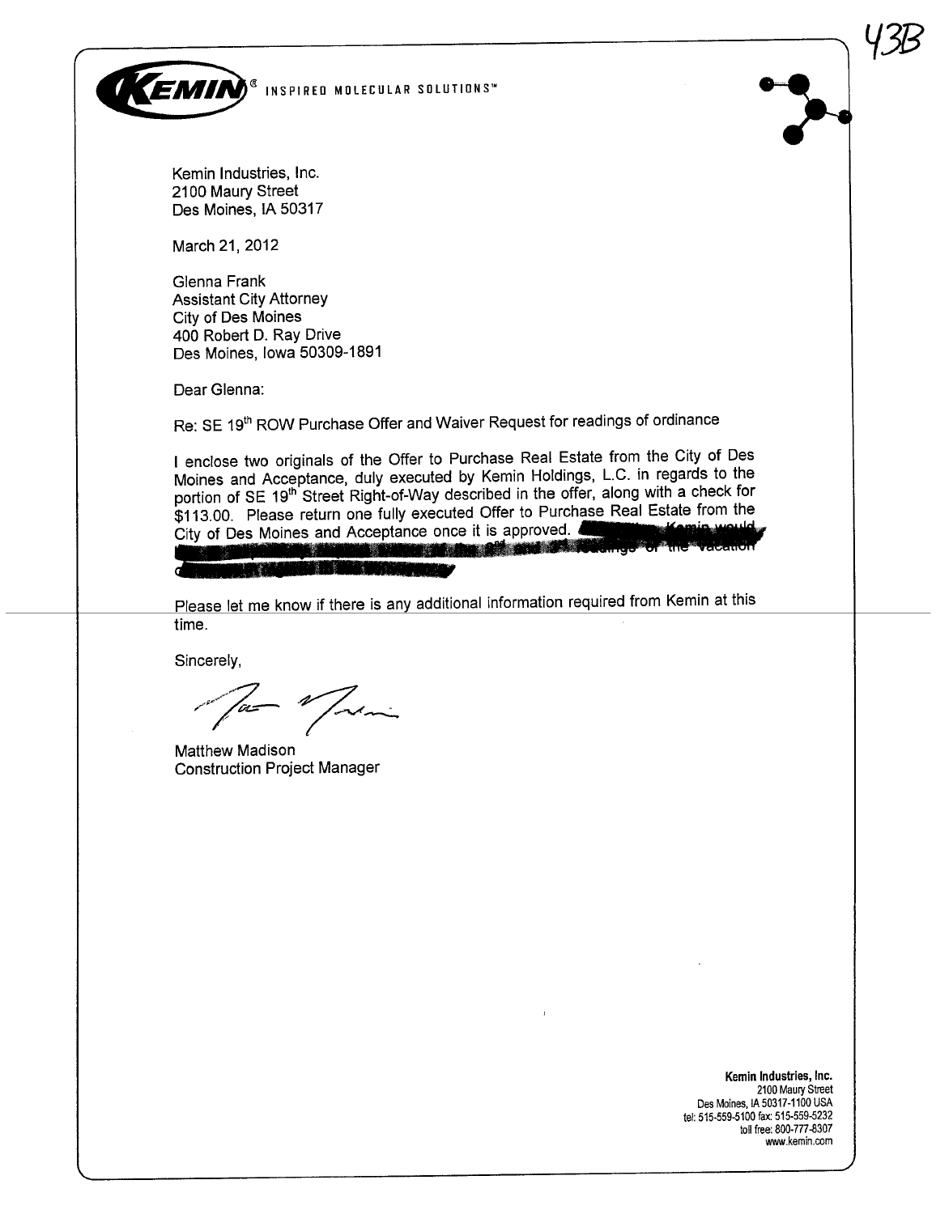43B

**KEMIN®** INSPIRED MOLECULAR SOLUTIONS™

Kemin Industries, Inc.
2100 Maury Street
Des Moines, IA 50317

March 21, 2012

Glenna Frank
Assistant City Attorney
City of Des Moines
400 Robert D. Ray Drive
Des Moines, Iowa 50309-1891

Dear Glenna:

Re: SE 19th ROW Purchase Offer and Waiver Request for readings of ordinance

I enclose two originals of the Offer to Purchase Real Estate from the City of Des Moines and Acceptance, duly executed by Kemin Holdings, L.C. in regards to the portion of SE 19th Street Right-of-Way described in the offer, along with a check for $113.00. Please return one fully executed Offer to Purchase Real Estate from the City of Des Moines and Acceptance once it is approved.

Please let me know if there is any additional information required from Kemin at this time.

Sincerely,

Matthew Madison
Construction Project Manager

**Kemin Industries, Inc.**
2100 Maury Street
Des Moines, IA 50317-1100 USA
tel: 515-559-5100 fax: 515-559-5232
toll free: 800-777-8307
www.kemin.com